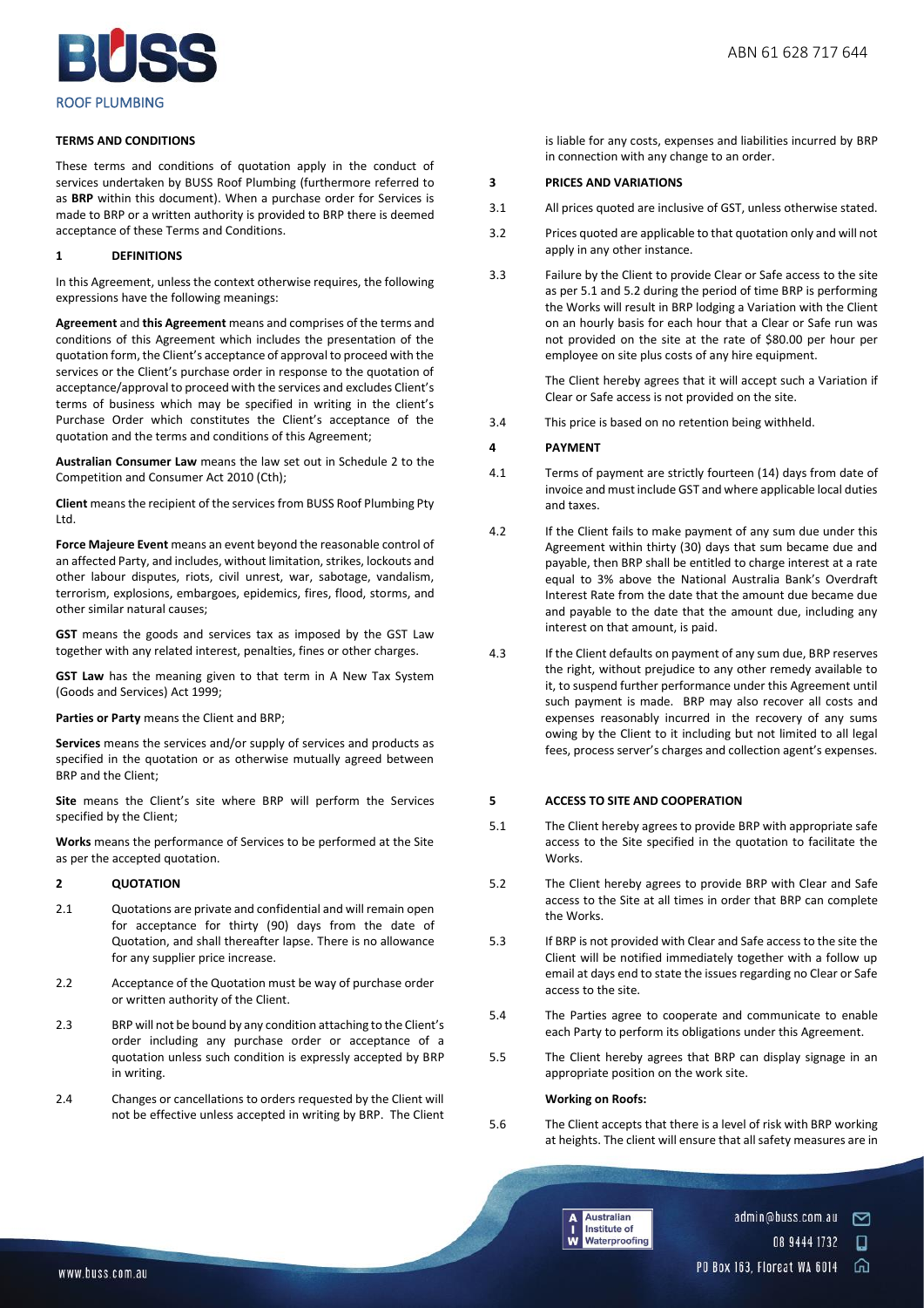## TERMS AND CONDITIONS

These terms and conditions of quotation apply in the conduct of services undertaken by BUSS Roof Plumbing (furthermore referred to as **BRP** within this document). When a purchase order for Services is made to BRP or a written authority is provided to BRP there is deemed acceptance of these Terms and Conditions.

### 1 DEFINITIONS

In this Agreement, unless the context otherwise requires, the following expressions have the following meanings:

**Agreement** and **this Agreement** means and comprises of the terms and conditions of this Agreement which includes the presentation of the quotation form, the Client's acceptance of approval to proceed with the services or the Client's purchase order in response to the quotation of acceptance/approval to proceed with the services and excludes Client's terms of business which may be specified in writing in the client's Purchase Order which constitutes the Client's acceptance of the quotation and the terms and conditions of this Agreement;

**Australian Consumer Law** means the law set out in Schedule 2 to the Competition and Consumer Act 2010 (Cth);

**Client** means the recipient of the services from BUSS Roof Plumbing Pty Ltd.

**Force Majeure Event** means an event beyond the reasonable control of an affected Party, and includes, without limitation, strikes, lockouts and other labour disputes, riots, civil unrest, war, sabotage, vandalism, terrorism, explosions, embargoes, epidemics, fires, flood, storms, and other similar natural causes;

**GST** means the goods and services tax as imposed by the GST Law together with any related interest, penalties, fines or other charges.

**GST Law** has the meaning given to that term in A New Tax System (Goods and Services) Act 1999;

**Parties or Party** means the Client and BRP;

**Services** means the services and/or supply of services and products as specified in the quotation or as otherwise mutually agreed between BRP and the Client;

**Site** means the Client's site where BRP will perform the Services specified by the Client;

**Works** means the performance of Services to be performed at the Site as per the accepted quotation.

### 2 QUOTATION

2.1 Quotations are private and confidential and will remain open for acceptance for thirty (90) days from the date of Quotation, and shall thereafter lapse. There is no allowance for any supplier price increase.

2.2 Acceptance of the Quotation must be way of purchase order or written authority of the Client.

2.3 BRP will not be bound by any condition attaching to the Client's order including any purchase order or acceptance of a quotation unless such condition is expressly accepted by BRP in writing.

2.4 Changes or cancellations to orders requested by the Client will not be effective unless accepted in writing by BRP. The Client is liable for any costs, expenses and liabilities incurred by BRP in connection with any change to an order.

### 3 PRICES AND VARIATIONS

3.1 All prices quoted are inclusive of GST, unless otherwise stated.

3.2 Prices quoted are applicable to that quotation only and will not apply in any other instance.

3.3 Failure by the Client to provide Clear or Safe access to the site as per 5.1 and 5.2 during the period of time BRP is performing the Works will result in BRP lodging a Variation with the Client on an hourly basis for each hour that a Clear or Safe run was not provided on the site at the rate of $80.00 per hour per employee on site plus costs of any hire equipment.

The Client hereby agrees that it will accept such a Variation if Clear or Safe access is not provided on the site.

3.4 This price is based on no retention being withheld.

### 4 PAYMENT

4.1 Terms of payment are strictly fourteen (14) days from date of invoice and must include GST and where applicable local duties and taxes.

4.2 If the Client fails to make payment of any sum due under this Agreement within thirty (30) days that sum became due and payable, then BRP shall be entitled to charge interest at a rate equal to 3% above the National Australia Bank's Overdraft Interest Rate from the date that the amount due became due and payable to the date that the amount due, including any interest on that amount, is paid.

4.3 If the Client defaults on payment of any sum due, BRP reserves the right, without prejudice to any other remedy available to it, to suspend further performance under this Agreement until such payment is made. BRP may also recover all costs and expenses reasonably incurred in the recovery of any sums owing by the Client to it including but not limited to all legal fees, process server's charges and collection agent's expenses.

### 5 ACCESS TO SITE AND COOPERATION

5.1 The Client hereby agrees to provide BRP with appropriate safe access to the Site specified in the quotation to facilitate the Works.

5.2 The Client hereby agrees to provide BRP with Clear and Safe access to the Site at all times in order that BRP can complete the Works.

5.3 If BRP is not provided with Clear and Safe access to the site the Client will be notified immediately together with a follow up email at days end to state the issues regarding no Clear or Safe access to the site.

5.4 The Parties agree to cooperate and communicate to enable each Party to perform its obligations under this Agreement.

5.5 The Client hereby agrees that BRP can display signage in an appropriate position on the work site.

**Working on Roofs:**

5.6 The Client accepts that there is a level of risk with BRP working at heights. The client will ensure that all safety measures are in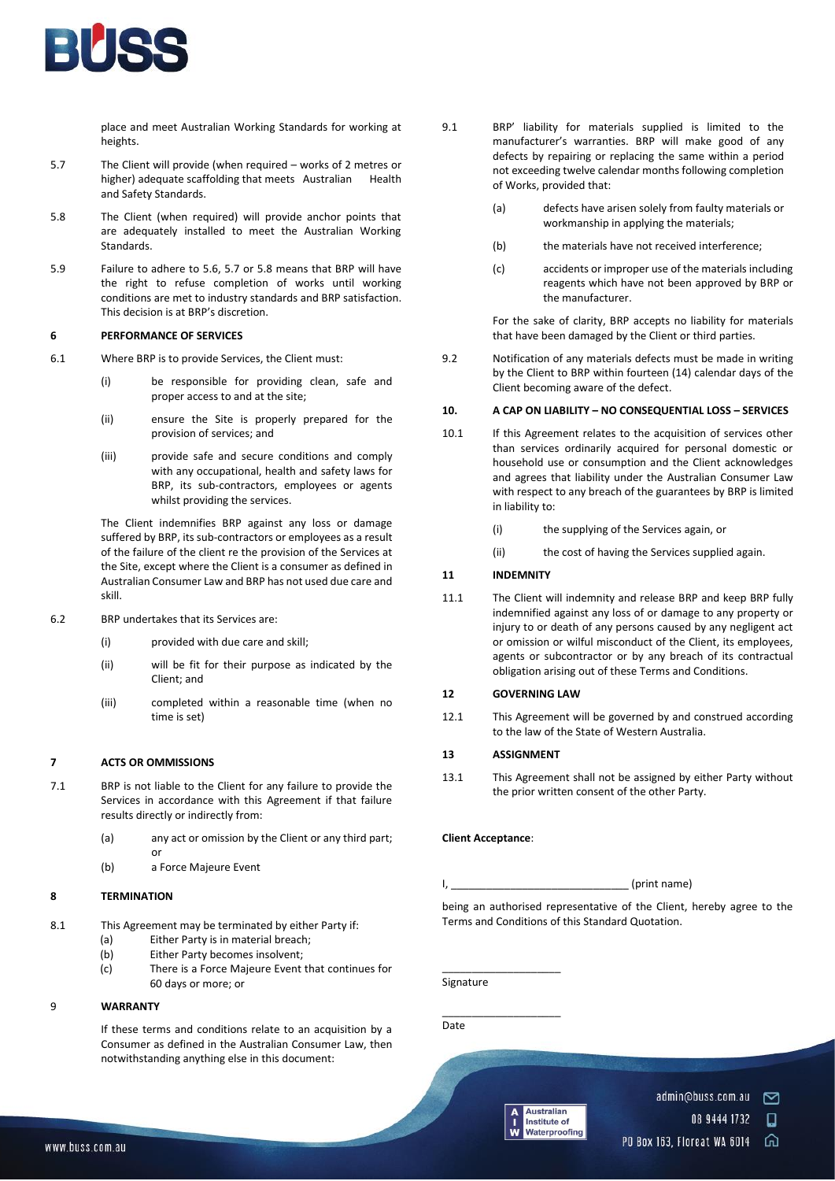place and meet Australian Working Standards for working at heights.

5.7 The Client will provide (when required – works of 2 metres or higher) adequate scaffolding that meets Australian Health and Safety Standards.

5.8 The Client (when required) will provide anchor points that are adequately installed to meet the Australian Working Standards.

5.9 Failure to adhere to 5.6, 5.7 or 5.8 means that BRP will have the right to refuse completion of works until working conditions are met to industry standards and BRP satisfaction. This decision is at BRP's discretion.

**6 PERFORMANCE OF SERVICES**

6.1 Where BRP is to provide Services, the Client must:

(i) be responsible for providing clean, safe and proper access to and at the site;

(ii) ensure the Site is properly prepared for the provision of services; and

(iii) provide safe and secure conditions and comply with any occupational, health and safety laws for BRP, its sub-contractors, employees or agents whilst providing the services.

The Client indemnifies BRP against any loss or damage suffered by BRP, its sub-contractors or employees as a result of the failure of the client re the provision of the Services at the Site, except where the Client is a consumer as defined in Australian Consumer Law and BRP has not used due care and skill.

6.2 BRP undertakes that its Services are:

(i) provided with due care and skill;

(ii) will be fit for their purpose as indicated by the Client; and

(iii) completed within a reasonable time (when no time is set)

**7 ACTS OR OMMISSIONS**

7.1 BRP is not liable to the Client for any failure to provide the Services in accordance with this Agreement if that failure results directly or indirectly from:

(a) any act or omission by the Client or any third part; or

(b) a Force Majeure Event

**8 TERMINATION**

8.1 This Agreement may be terminated by either Party if:

(a) Either Party is in material breach;

(b) Either Party becomes insolvent;

(c) There is a Force Majeure Event that continues for 60 days or more; or

**9 WARRANTY**

If these terms and conditions relate to an acquisition by a Consumer as defined in the Australian Consumer Law, then notwithstanding anything else in this document:

9.1 BRP' liability for materials supplied is limited to the manufacturer's warranties. BRP will make good of any defects by repairing or replacing the same within a period not exceeding twelve calendar months following completion of Works, provided that:

(a) defects have arisen solely from faulty materials or workmanship in applying the materials;

(b) the materials have not received interference;

(c) accidents or improper use of the materials including reagents which have not been approved by BRP or the manufacturer.

For the sake of clarity, BRP accepts no liability for materials that have been damaged by the Client or third parties.

9.2 Notification of any materials defects must be made in writing by the Client to BRP within fourteen (14) calendar days of the Client becoming aware of the defect.

**10. A CAP ON LIABILITY – NO CONSEQUENTIAL LOSS – SERVICES**

10.1 If this Agreement relates to the acquisition of services other than services ordinarily acquired for personal domestic or household use or consumption and the Client acknowledges and agrees that liability under the Australian Consumer Law with respect to any breach of the guarantees by BRP is limited in liability to:

(i) the supplying of the Services again, or

(ii) the cost of having the Services supplied again.

**11 INDEMNITY**

11.1 The Client will indemnity and release BRP and keep BRP fully indemnified against any loss of or damage to any property or injury to or death of any persons caused by any negligent act or omission or wilful misconduct of the Client, its employees, agents or subcontractor or by any breach of its contractual obligation arising out of these Terms and Conditions.

**12 GOVERNING LAW**

12.1 This Agreement will be governed by and construed according to the law of the State of Western Australia.

**13 ASSIGNMENT**

13.1 This Agreement shall not be assigned by either Party without the prior written consent of the other Party.

**Client Acceptance**:

I, ______________________________ (print name)

being an authorised representative of the Client, hereby agree to the Terms and Conditions of this Standard Quotation.

____________________

Signature

____________________

Date